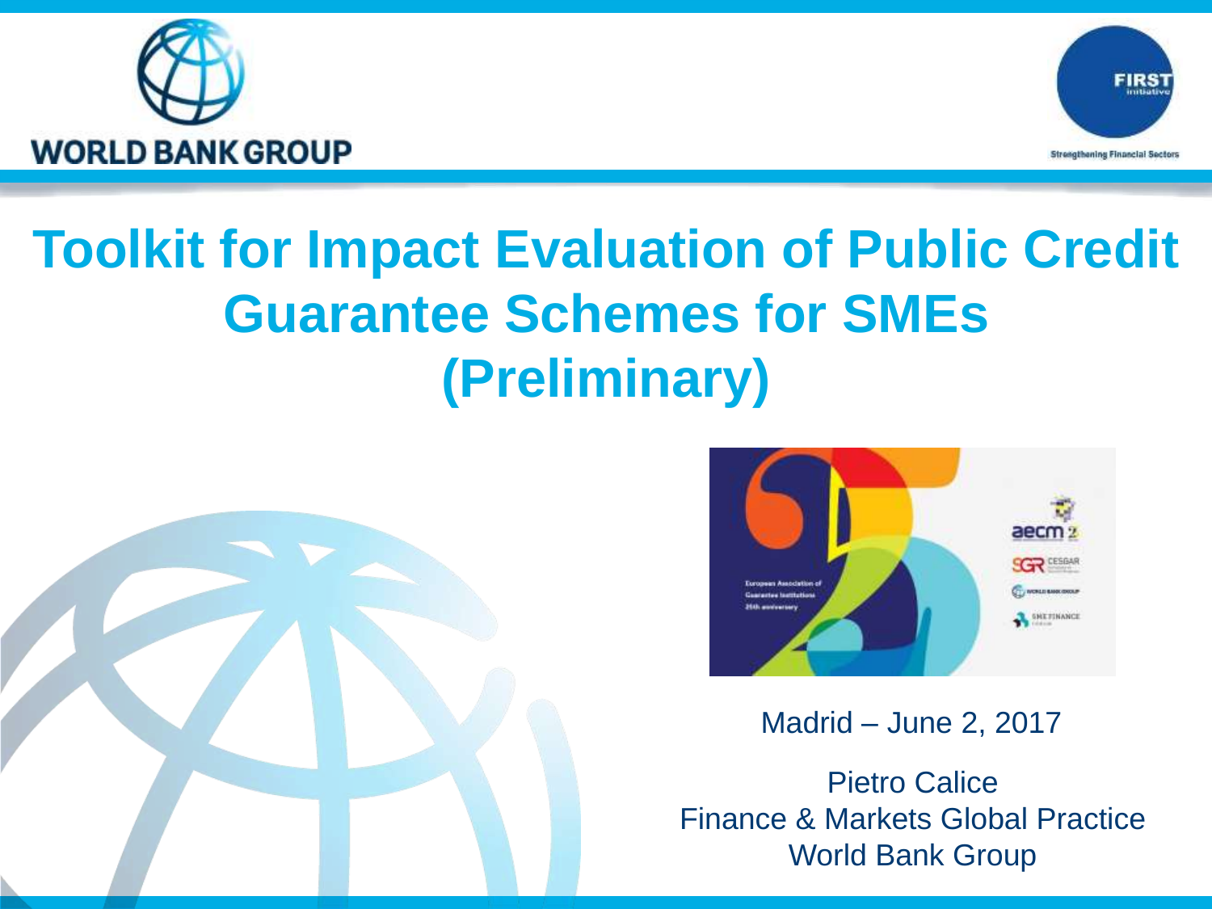# Toolkit for Impact Evaluation of Public Credit Guarantee Schemes for SMEs (Preliminary)

Madrid – June 2, 2017

Pietro Calice
Finance & Markets Global Practice
World Bank Group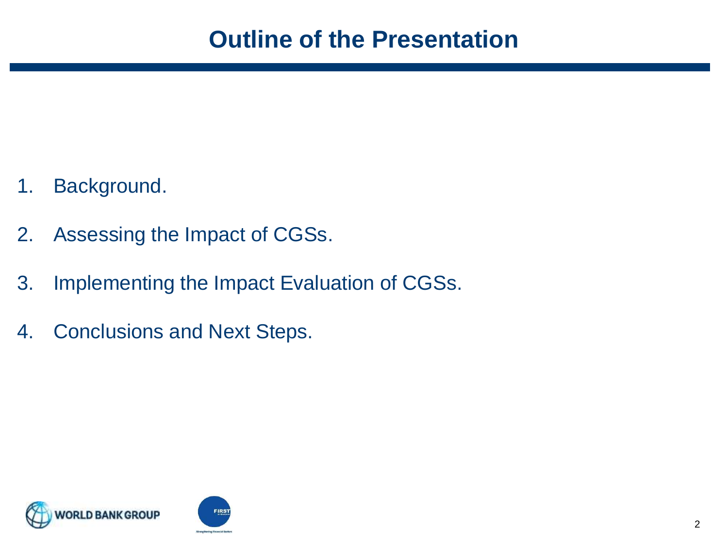# Outline of the Presentation

1. Background.
2. Assessing the Impact of CGSs.
3. Implementing the Impact Evaluation of CGSs.
4. Conclusions and Next Steps.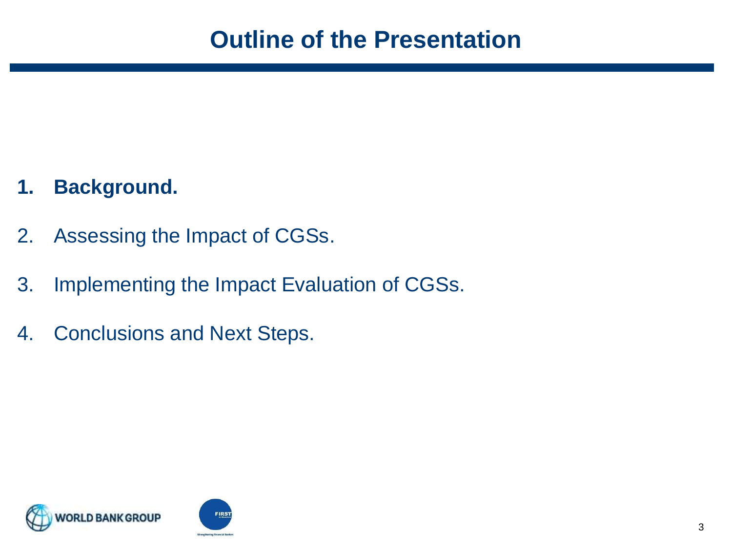# Outline of the Presentation

1. **Background.**
2. Assessing the Impact of CGSs.
3. Implementing the Impact Evaluation of CGSs.
4. Conclusions and Next Steps.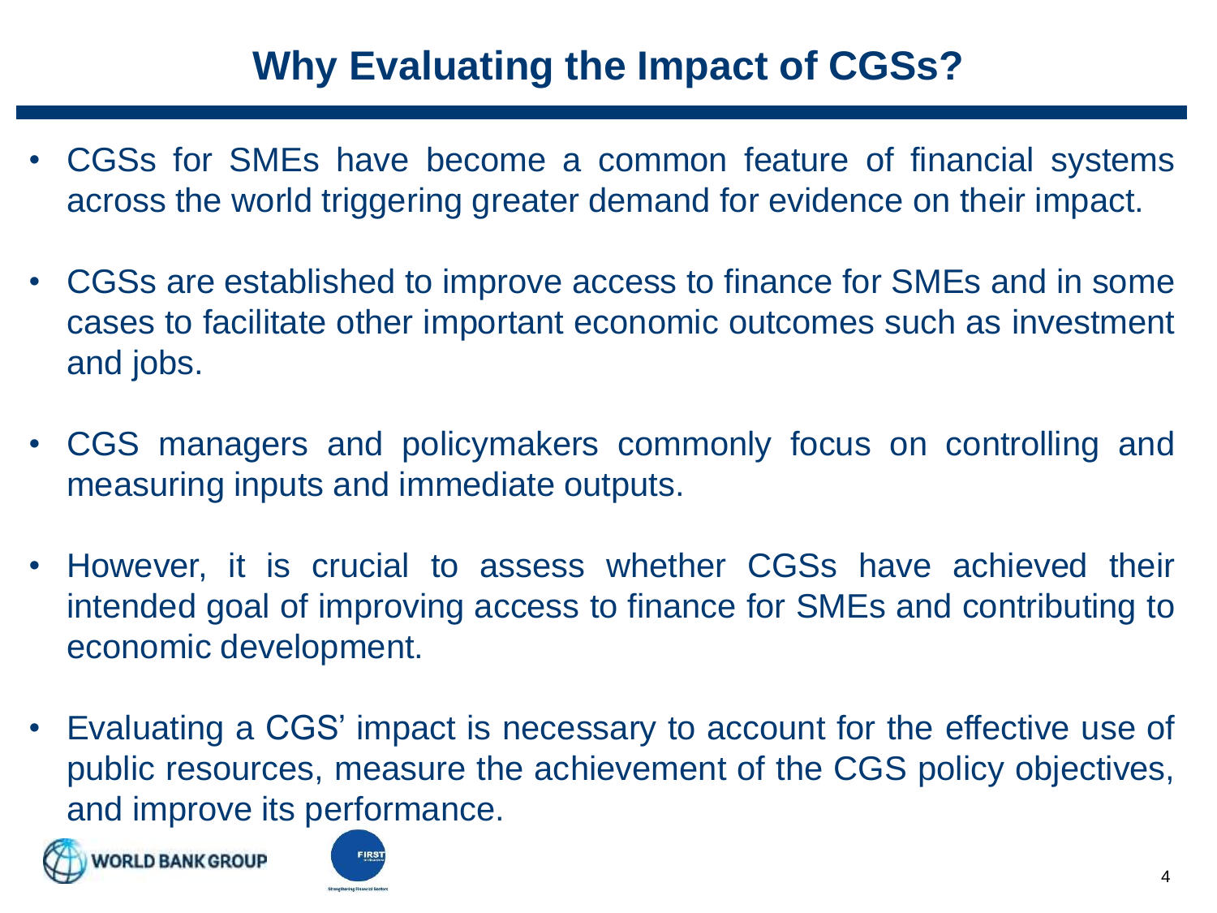# Why Evaluating the Impact of CGSs?

- CGSs for SMEs have become a common feature of financial systems across the world triggering greater demand for evidence on their impact.
- CGSs are established to improve access to finance for SMEs and in some cases to facilitate other important economic outcomes such as investment and jobs.
- CGS managers and policymakers commonly focus on controlling and measuring inputs and immediate outputs.
- However, it is crucial to assess whether CGSs have achieved their intended goal of improving access to finance for SMEs and contributing to economic development.
- Evaluating a CGS' impact is necessary to account for the effective use of public resources, measure the achievement of the CGS policy objectives, and improve its performance.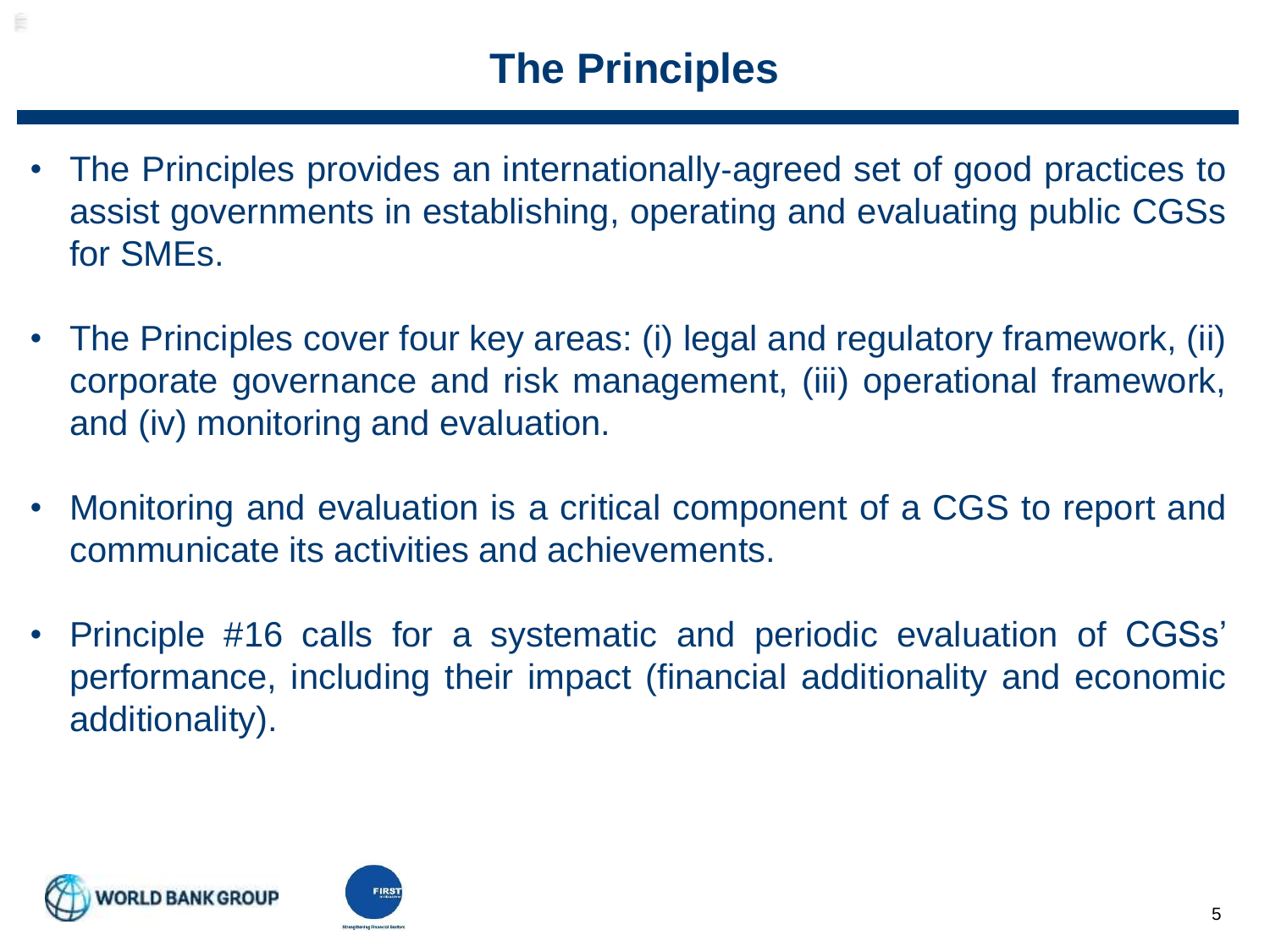# The Principles

- The Principles provides an internationally-agreed set of good practices to assist governments in establishing, operating and evaluating public CGSs for SMEs.
- The Principles cover four key areas: (i) legal and regulatory framework, (ii) corporate governance and risk management, (iii) operational framework, and (iv) monitoring and evaluation.
- Monitoring and evaluation is a critical component of a CGS to report and communicate its activities and achievements.
- Principle #16 calls for a systematic and periodic evaluation of CGSs' performance, including their impact (financial additionality and economic additionality).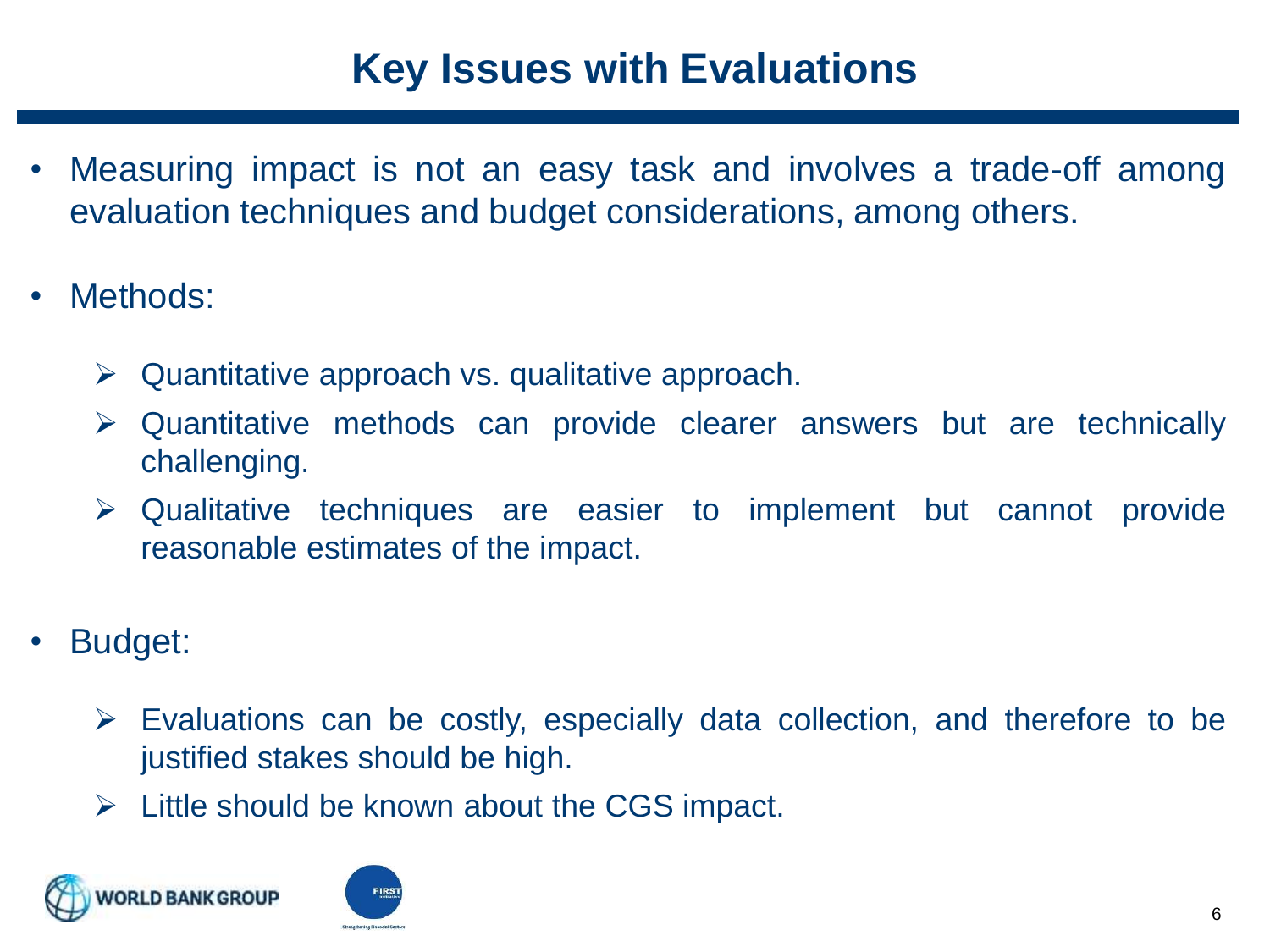# Key Issues with Evaluations

- Measuring impact is not an easy task and involves a trade-off among evaluation techniques and budget considerations, among others.

- Methods:

  - Quantitative approach vs. qualitative approach.
  - Quantitative methods can provide clearer answers but are technically challenging.
  - Qualitative techniques are easier to implement but cannot provide reasonable estimates of the impact.

- Budget:

  - Evaluations can be costly, especially data collection, and therefore to be justified stakes should be high.
  - Little should be known about the CGS impact.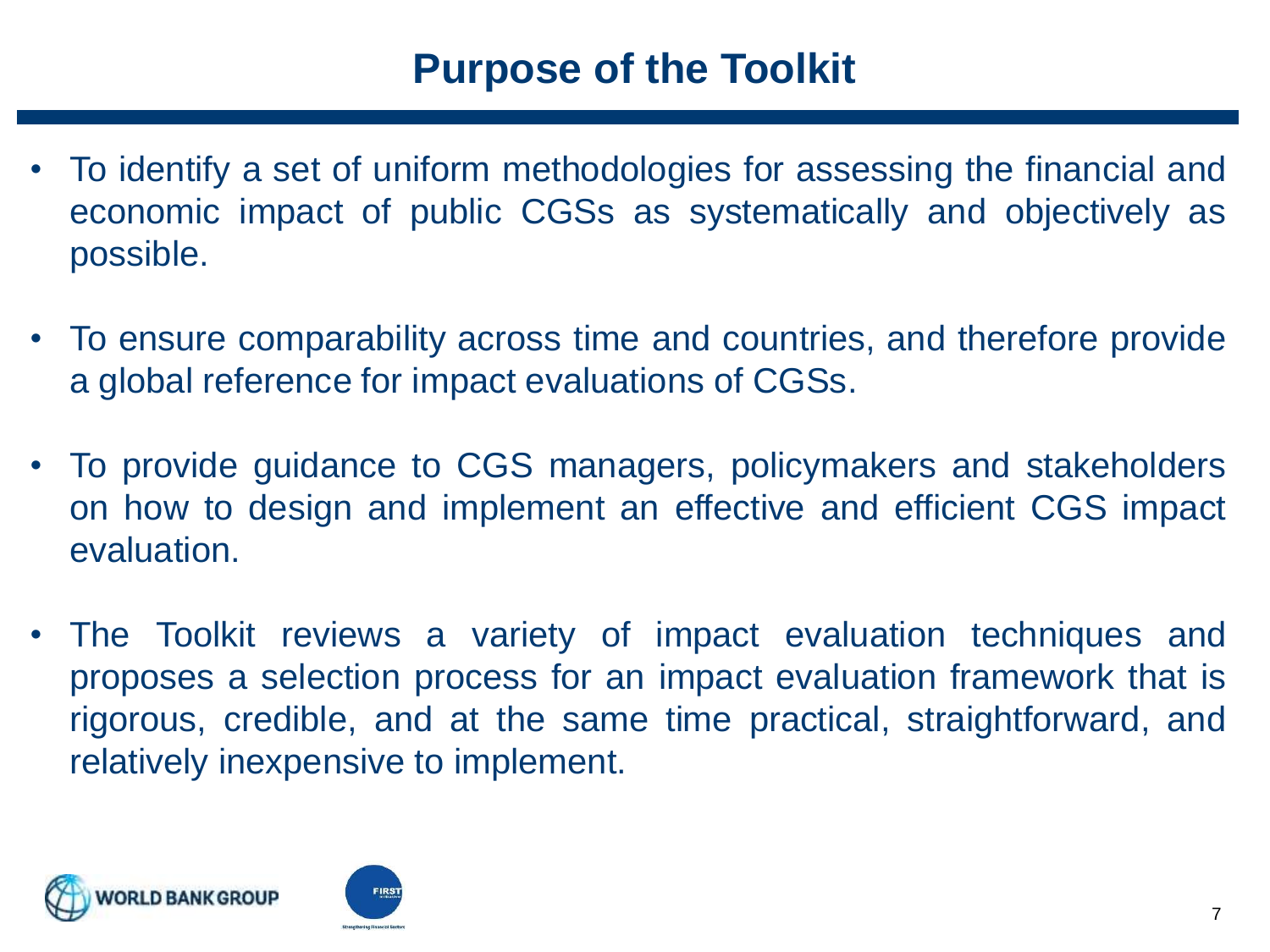# Purpose of the Toolkit

- To identify a set of uniform methodologies for assessing the financial and economic impact of public CGSs as systematically and objectively as possible.
- To ensure comparability across time and countries, and therefore provide a global reference for impact evaluations of CGSs.
- To provide guidance to CGS managers, policymakers and stakeholders on how to design and implement an effective and efficient CGS impact evaluation.
- The Toolkit reviews a variety of impact evaluation techniques and proposes a selection process for an impact evaluation framework that is rigorous, credible, and at the same time practical, straightforward, and relatively inexpensive to implement.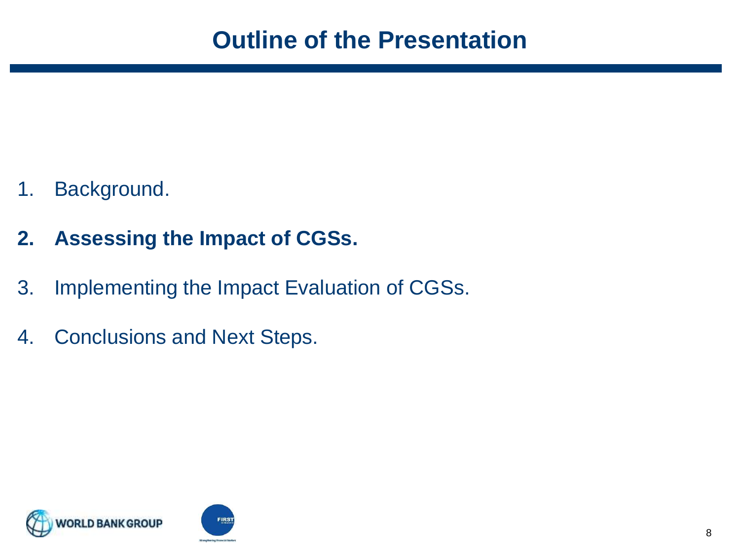# Outline of the Presentation

1. Background.
2. **Assessing the Impact of CGSs.**
3. Implementing the Impact Evaluation of CGSs.
4. Conclusions and Next Steps.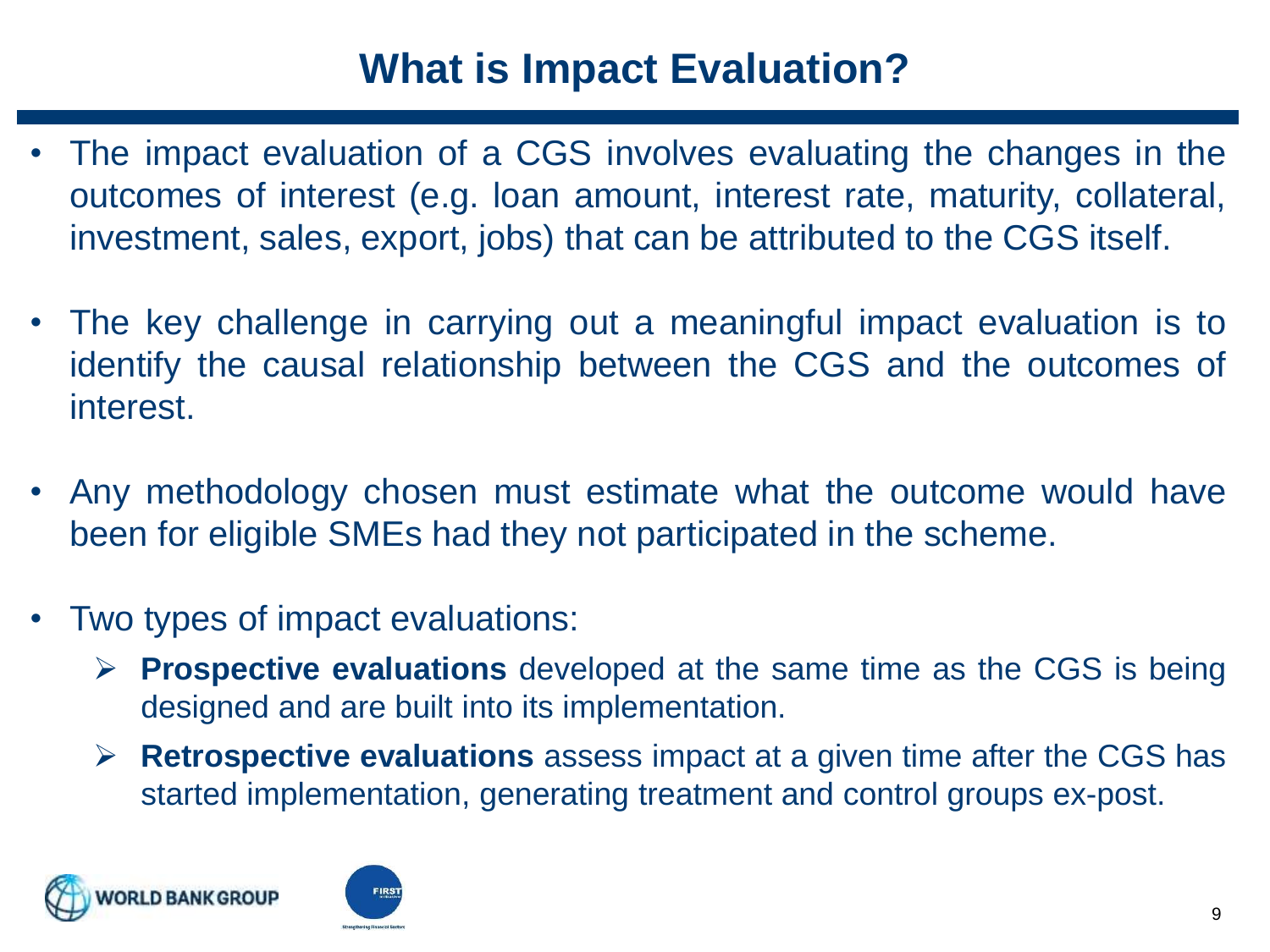# What is Impact Evaluation?

- The impact evaluation of a CGS involves evaluating the changes in the outcomes of interest (e.g. loan amount, interest rate, maturity, collateral, investment, sales, export, jobs) that can be attributed to the CGS itself.
- The key challenge in carrying out a meaningful impact evaluation is to identify the causal relationship between the CGS and the outcomes of interest.
- Any methodology chosen must estimate what the outcome would have been for eligible SMEs had they not participated in the scheme.
- Two types of impact evaluations:
  - **Prospective evaluations** developed at the same time as the CGS is being designed and are built into its implementation.
  - **Retrospective evaluations** assess impact at a given time after the CGS has started implementation, generating treatment and control groups ex-post.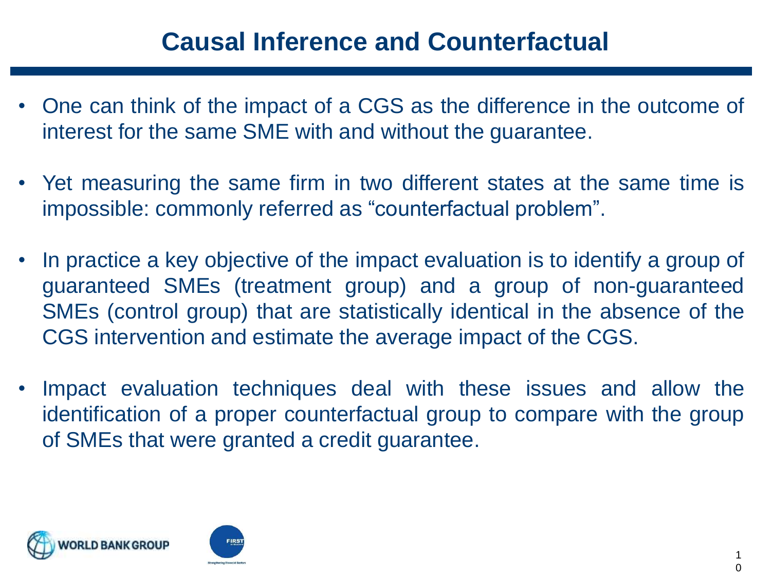# Causal Inference and Counterfactual

- One can think of the impact of a CGS as the difference in the outcome of interest for the same SME with and without the guarantee.
- Yet measuring the same firm in two different states at the same time is impossible: commonly referred as "counterfactual problem".
- In practice a key objective of the impact evaluation is to identify a group of guaranteed SMEs (treatment group) and a group of non-guaranteed SMEs (control group) that are statistically identical in the absence of the CGS intervention and estimate the average impact of the CGS.
- Impact evaluation techniques deal with these issues and allow the identification of a proper counterfactual group to compare with the group of SMEs that were granted a credit guarantee.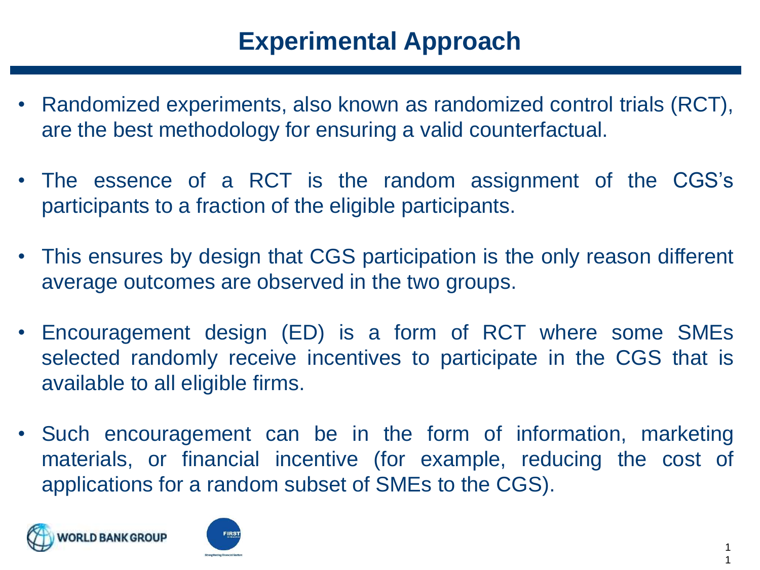# Experimental Approach

- Randomized experiments, also known as randomized control trials (RCT), are the best methodology for ensuring a valid counterfactual.
- The essence of a RCT is the random assignment of the CGS's participants to a fraction of the eligible participants.
- This ensures by design that CGS participation is the only reason different average outcomes are observed in the two groups.
- Encouragement design (ED) is a form of RCT where some SMEs selected randomly receive incentives to participate in the CGS that is available to all eligible firms.
- Such encouragement can be in the form of information, marketing materials, or financial incentive (for example, reducing the cost of applications for a random subset of SMEs to the CGS).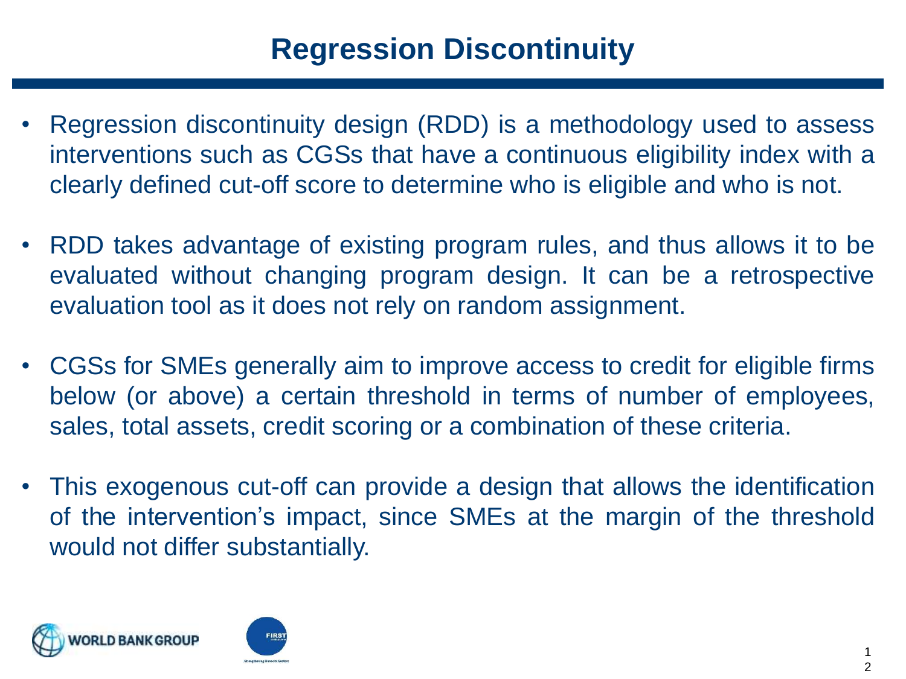# Regression Discontinuity

- Regression discontinuity design (RDD) is a methodology used to assess interventions such as CGSs that have a continuous eligibility index with a clearly defined cut-off score to determine who is eligible and who is not.
- RDD takes advantage of existing program rules, and thus allows it to be evaluated without changing program design. It can be a retrospective evaluation tool as it does not rely on random assignment.
- CGSs for SMEs generally aim to improve access to credit for eligible firms below (or above) a certain threshold in terms of number of employees, sales, total assets, credit scoring or a combination of these criteria.
- This exogenous cut-off can provide a design that allows the identification of the intervention's impact, since SMEs at the margin of the threshold would not differ substantially.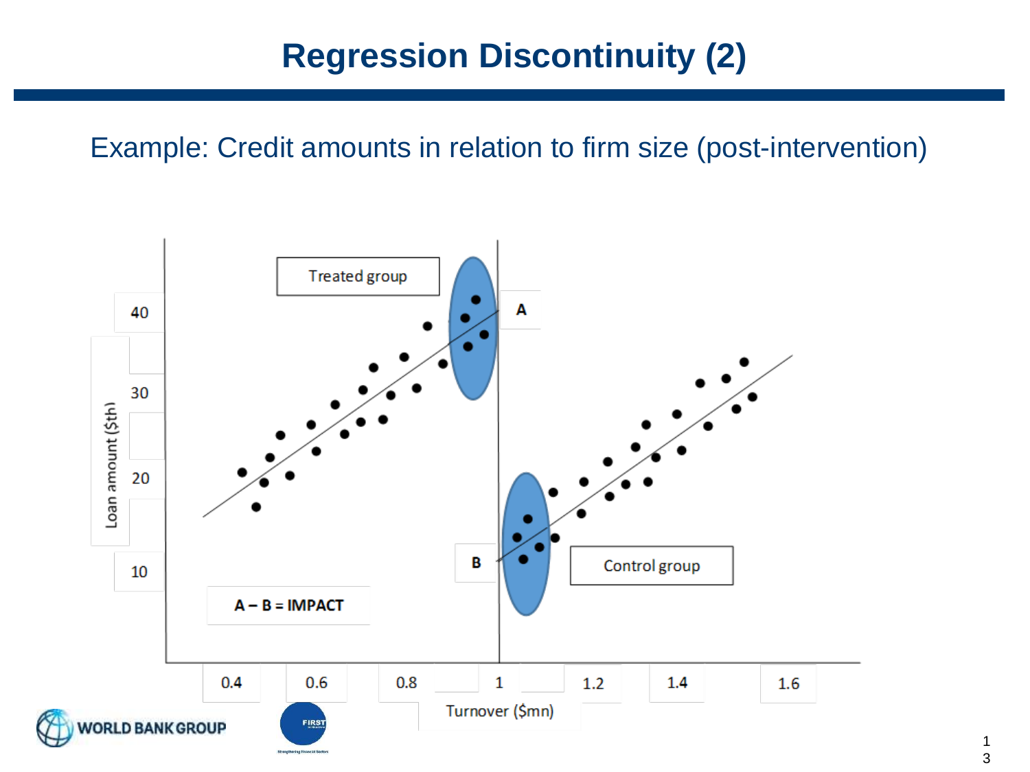# Regression Discontinuity (2)

Example: Credit amounts in relation to firm size (post-intervention)

Treated group

A

B

Control group

A – B = IMPACT

Loan amount ($th)

40

30

20

10

0.4 0.6 0.8 1 1.2 1.4 1.6

Turnover ($mn)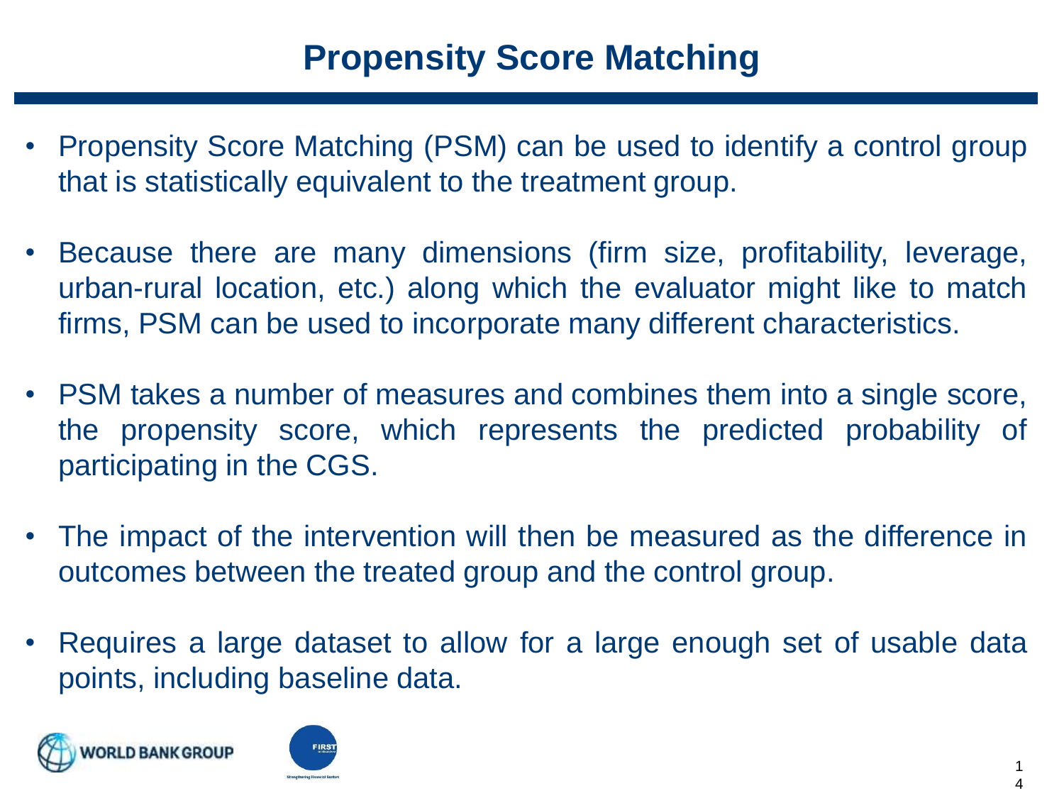# Propensity Score Matching

- Propensity Score Matching (PSM) can be used to identify a control group that is statistically equivalent to the treatment group.
- Because there are many dimensions (firm size, profitability, leverage, urban-rural location, etc.) along which the evaluator might like to match firms, PSM can be used to incorporate many different characteristics.
- PSM takes a number of measures and combines them into a single score, the propensity score, which represents the predicted probability of participating in the CGS.
- The impact of the intervention will then be measured as the difference in outcomes between the treated group and the control group.
- Requires a large dataset to allow for a large enough set of usable data points, including baseline data.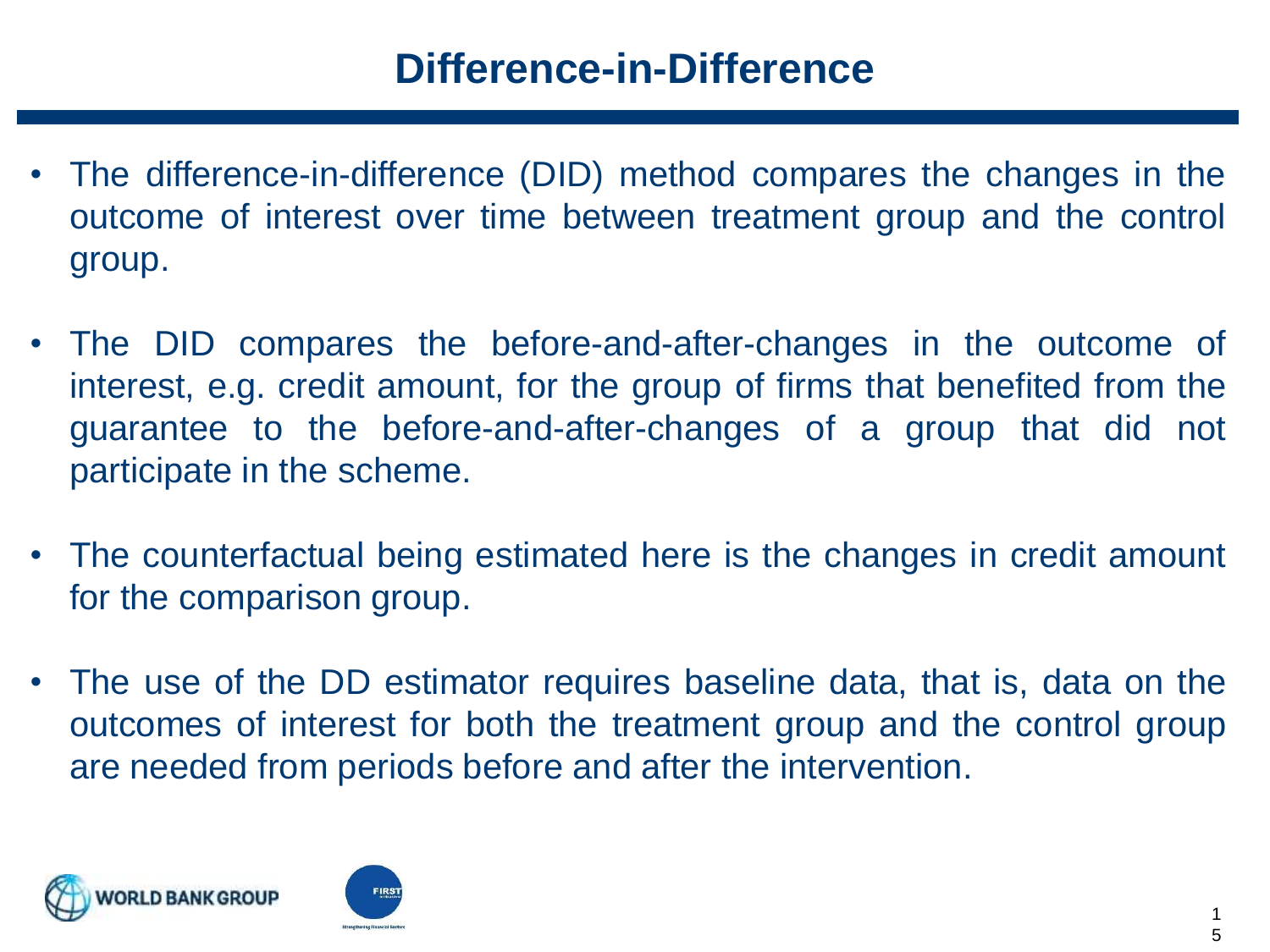# Difference-in-Difference

- The difference-in-difference (DID) method compares the changes in the outcome of interest over time between treatment group and the control group.
- The DID compares the before-and-after-changes in the outcome of interest, e.g. credit amount, for the group of firms that benefited from the guarantee to the before-and-after-changes of a group that did not participate in the scheme.
- The counterfactual being estimated here is the changes in credit amount for the comparison group.
- The use of the DD estimator requires baseline data, that is, data on the outcomes of interest for both the treatment group and the control group are needed from periods before and after the intervention.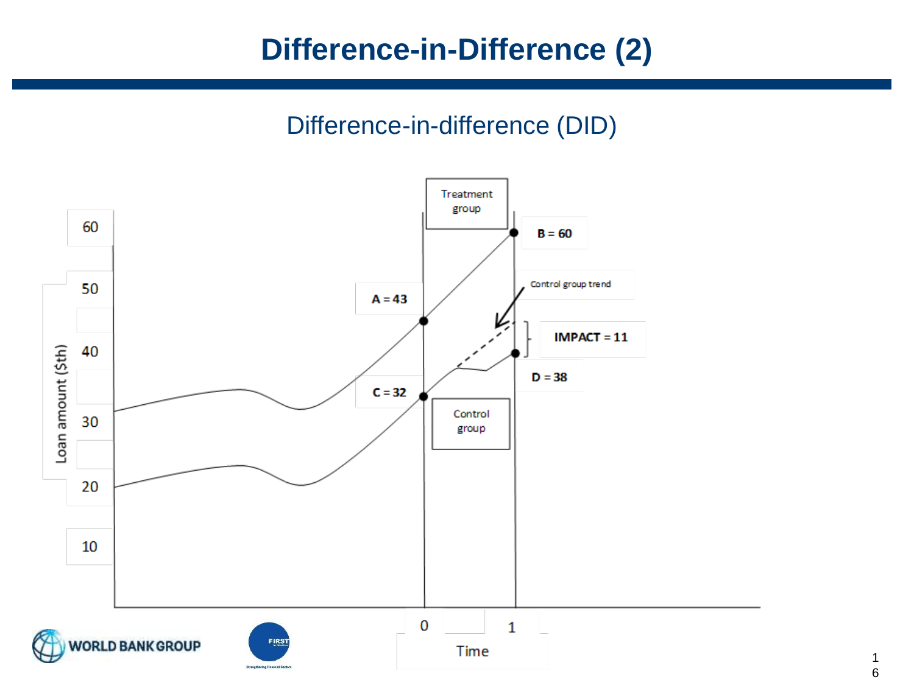# Difference-in-Difference (2)

## Difference-in-difference (DID)

Treatment group

B = 60

A = 43

Control group trend

IMPACT = 11

D = 38

C = 32

Control group

Loan amount ($th)

60, 50, 40, 30, 20, 10

0, 1

Time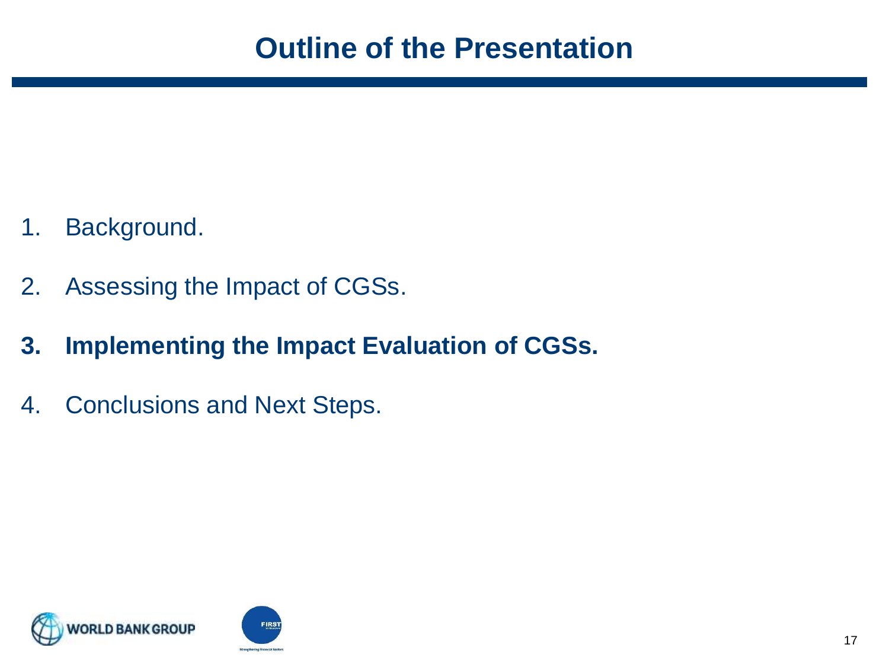# Outline of the Presentation

1. Background.
2. Assessing the Impact of CGSs.
3. **Implementing the Impact Evaluation of CGSs.**
4. Conclusions and Next Steps.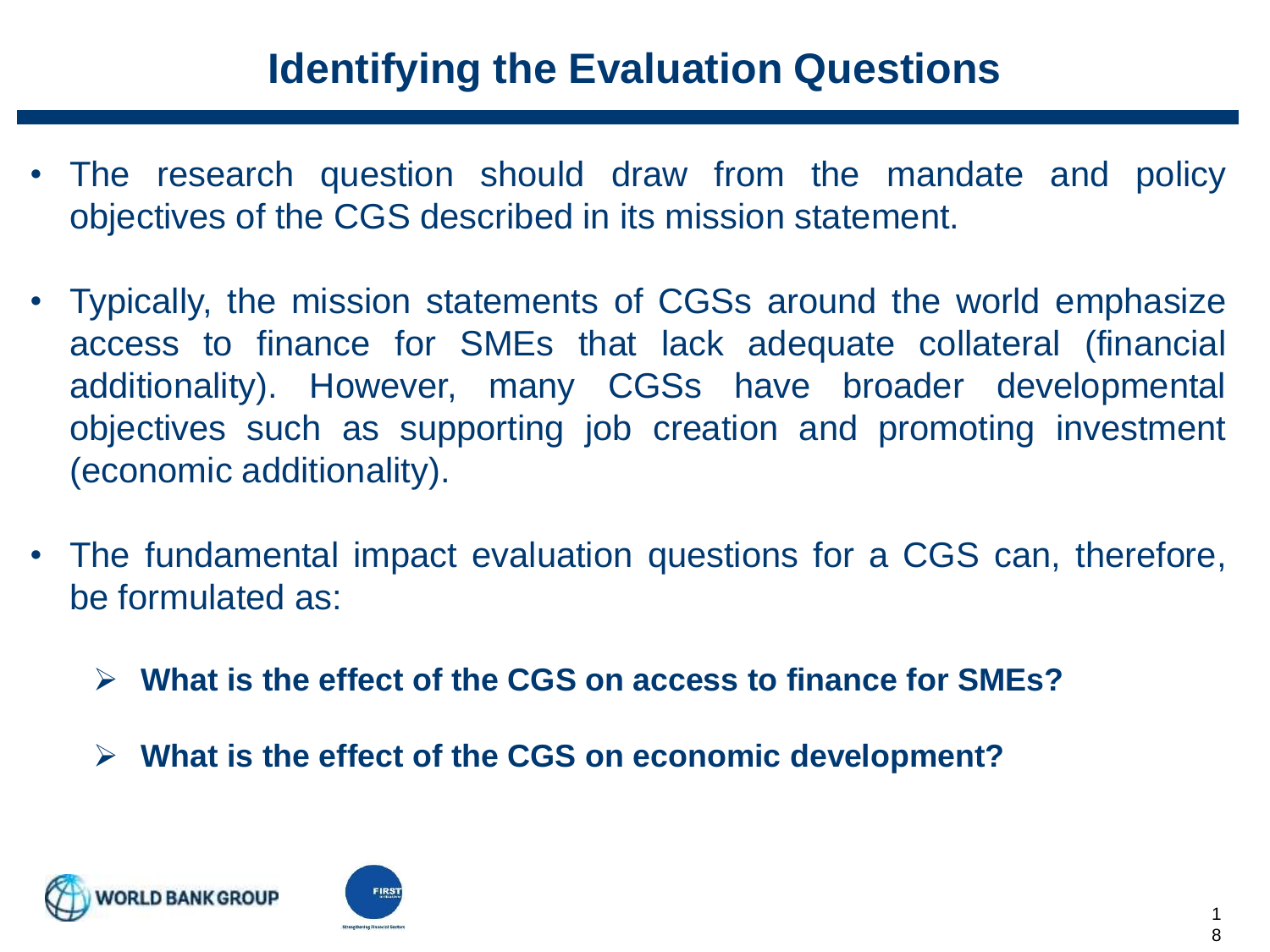# Identifying the Evaluation Questions

- The research question should draw from the mandate and policy objectives of the CGS described in its mission statement.
- Typically, the mission statements of CGSs around the world emphasize access to finance for SMEs that lack adequate collateral (financial additionality). However, many CGSs have broader developmental objectives such as supporting job creation and promoting investment (economic additionality).
- The fundamental impact evaluation questions for a CGS can, therefore, be formulated as:
  - **What is the effect of the CGS on access to finance for SMEs?**
  - **What is the effect of the CGS on economic development?**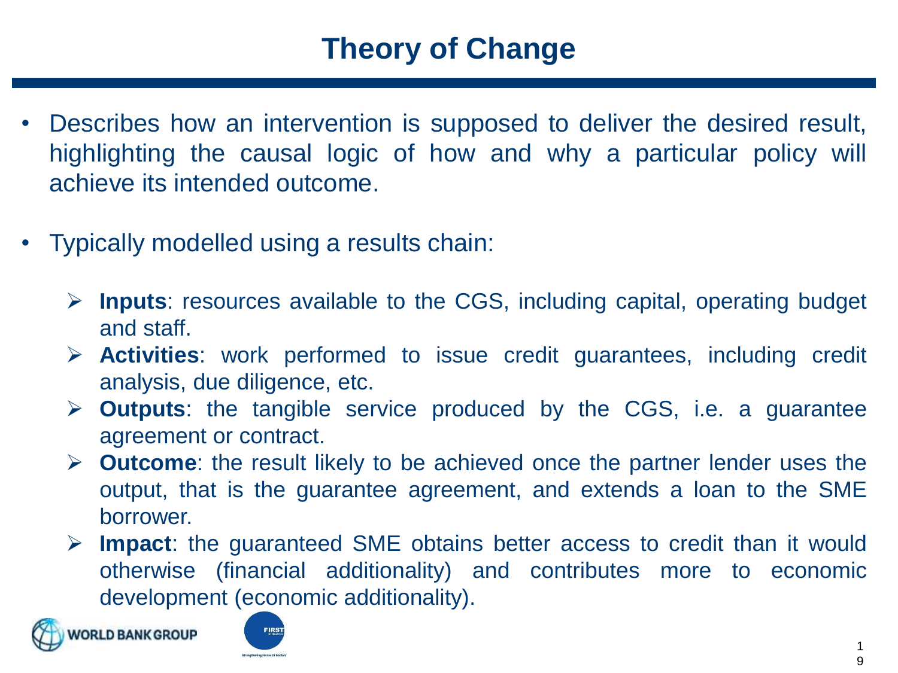# Theory of Change

- Describes how an intervention is supposed to deliver the desired result, highlighting the causal logic of how and why a particular policy will achieve its intended outcome.

- Typically modelled using a results chain:

  - **Inputs**: resources available to the CGS, including capital, operating budget and staff.
  - **Activities**: work performed to issue credit guarantees, including credit analysis, due diligence, etc.
  - **Outputs**: the tangible service produced by the CGS, i.e. a guarantee agreement or contract.
  - **Outcome**: the result likely to be achieved once the partner lender uses the output, that is the guarantee agreement, and extends a loan to the SME borrower.
  - **Impact**: the guaranteed SME obtains better access to credit than it would otherwise (financial additionality) and contributes more to economic development (economic additionality).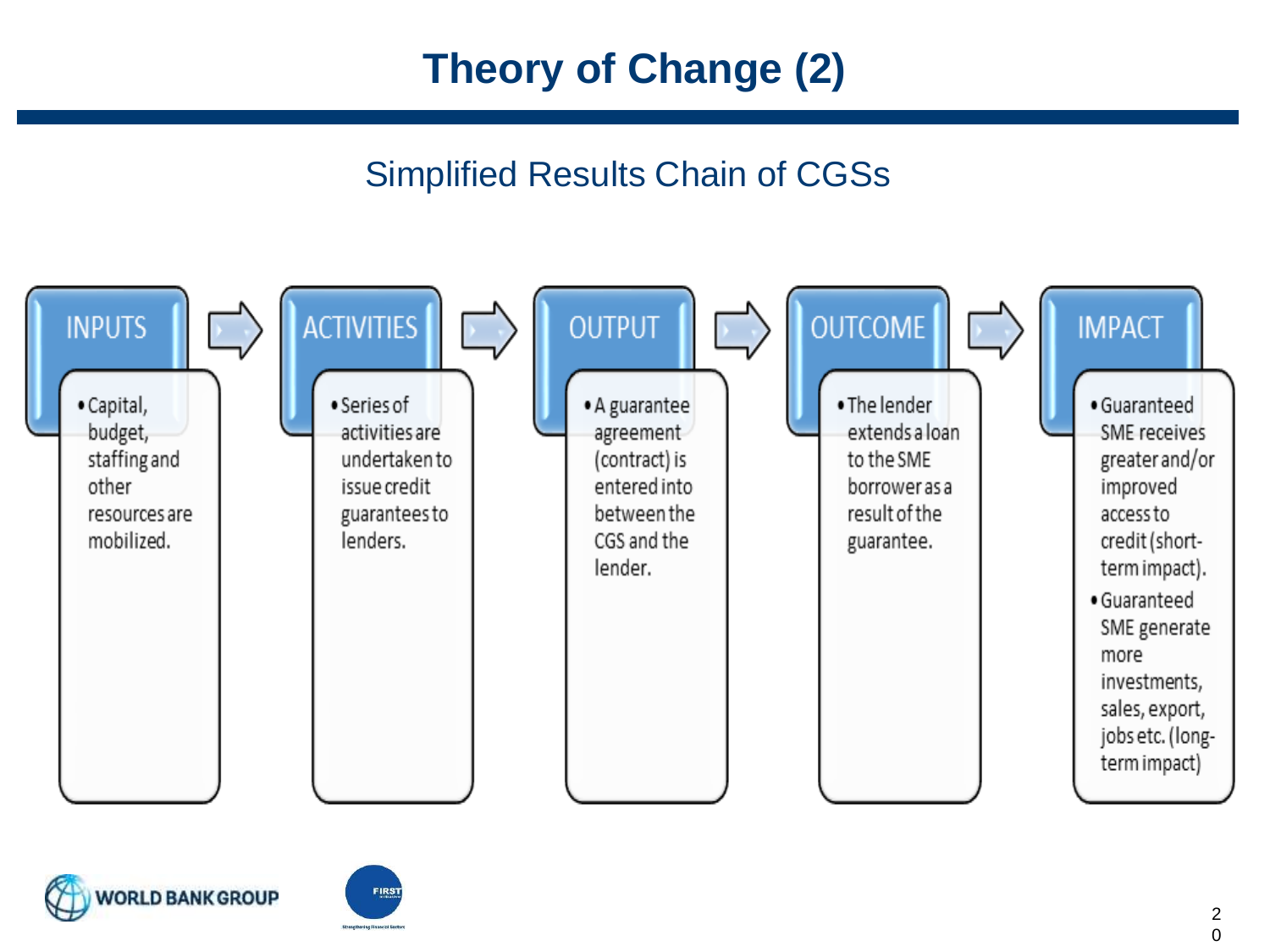# Theory of Change (2)

## Simplified Results Chain of CGSs

**INPUTS**

- Capital, budget, staffing and other resources are mobilized.

**ACTIVITIES**

- Series of activities are undertaken to issue credit guarantees to lenders.

**OUTPUT**

- A guarantee agreement (contract) is entered into between the CGS and the lender.

**OUTCOME**

- The lender extends a loan to the SME borrower as a result of the guarantee.

**IMPACT**

- Guaranteed SME receives greater and/or improved access to credit (short-term impact).
- Guaranteed SME generate more investments, sales, export, jobs etc. (long-term impact)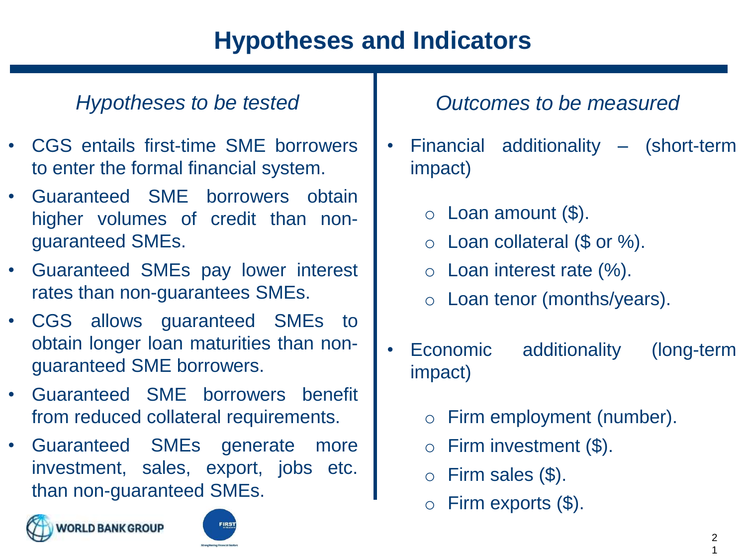# Hypotheses and Indicators

*Hypotheses to be tested*

- CGS entails first-time SME borrowers to enter the formal financial system.
- Guaranteed SME borrowers obtain higher volumes of credit than non-guaranteed SMEs.
- Guaranteed SMEs pay lower interest rates than non-guarantees SMEs.
- CGS allows guaranteed SMEs to obtain longer loan maturities than non-guaranteed SME borrowers.
- Guaranteed SME borrowers benefit from reduced collateral requirements.
- Guaranteed SMEs generate more investment, sales, export, jobs etc. than non-guaranteed SMEs.

*Outcomes to be measured*

- Financial additionality – (short-term impact)
  - Loan amount ($).
  - Loan collateral ($ or %).
  - Loan interest rate (%).
  - Loan tenor (months/years).
- Economic additionality (long-term impact)
  - Firm employment (number).
  - Firm investment ($).
  - Firm sales ($).
  - Firm exports ($).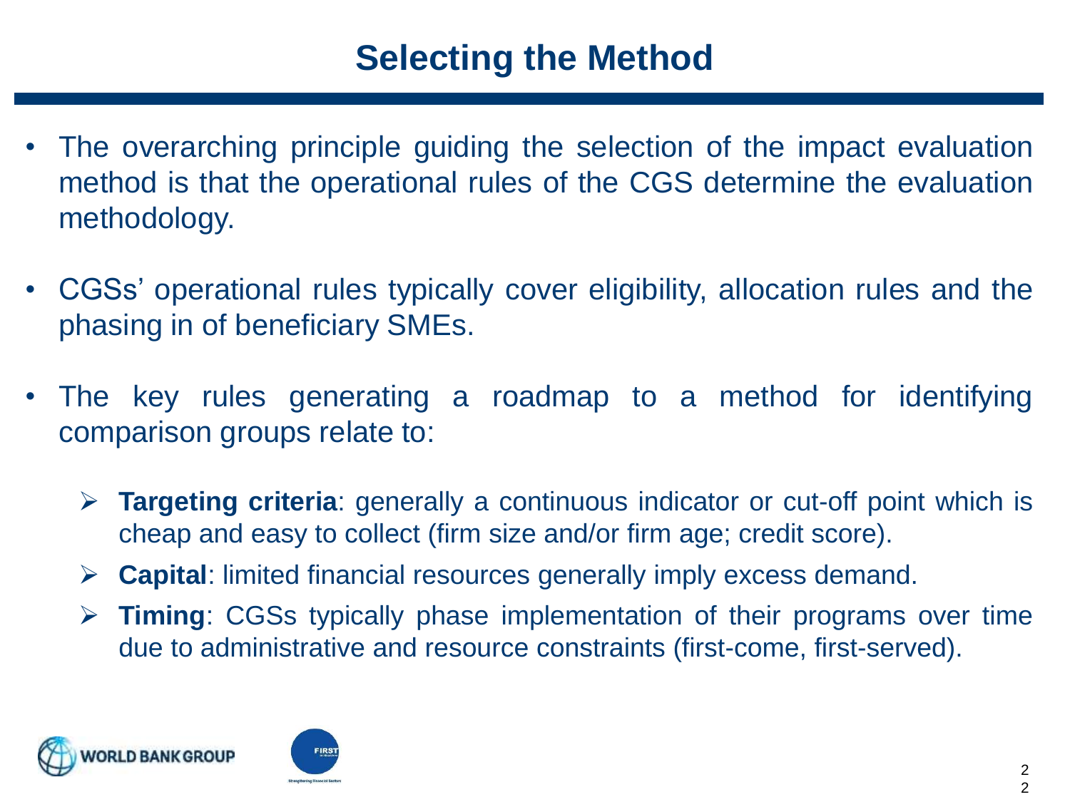# Selecting the Method

- The overarching principle guiding the selection of the impact evaluation method is that the operational rules of the CGS determine the evaluation methodology.
- CGSs' operational rules typically cover eligibility, allocation rules and the phasing in of beneficiary SMEs.
- The key rules generating a roadmap to a method for identifying comparison groups relate to:
  - **Targeting criteria**: generally a continuous indicator or cut-off point which is cheap and easy to collect (firm size and/or firm age; credit score).
  - **Capital**: limited financial resources generally imply excess demand.
  - **Timing**: CGSs typically phase implementation of their programs over time due to administrative and resource constraints (first-come, first-served).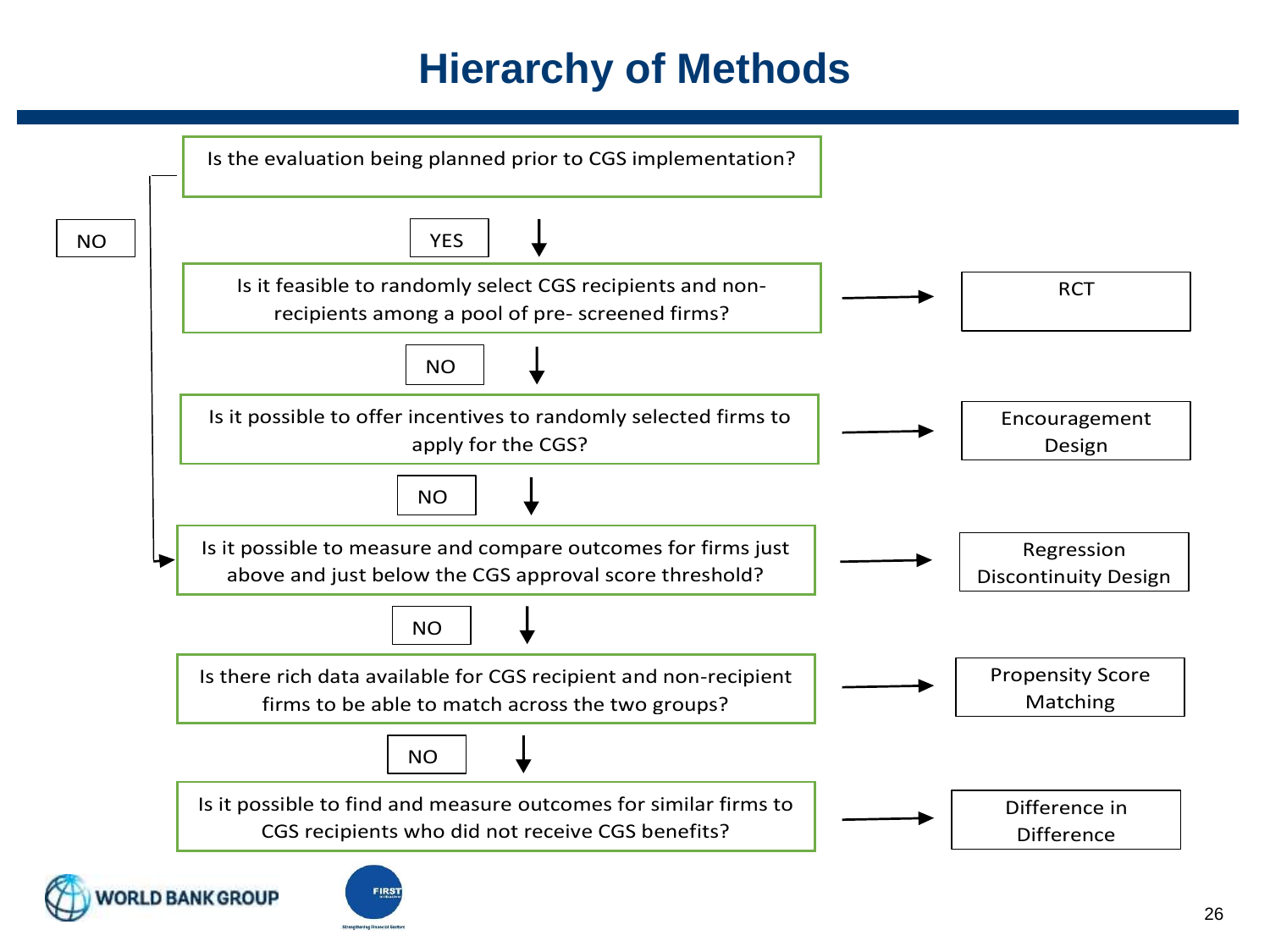# Hierarchy of Methods

Is the evaluation being planned prior to CGS implementation?

- **YES** ↓ — Is it feasible to randomly select CGS recipients and non-recipients among a pool of pre- screened firms? → RCT
  - **NO** ↓ — Is it possible to offer incentives to randomly selected firms to apply for the CGS? → Encouragement Design
    - **NO** ↓ — Is it possible to measure and compare outcomes for firms just above and just below the CGS approval score threshold? → Regression Discontinuity Design
- **NO** → Is it possible to measure and compare outcomes for firms just above and just below the CGS approval score threshold? → Regression Discontinuity Design
  - **NO** ↓ — Is there rich data available for CGS recipient and non-recipient firms to be able to match across the two groups? → Propensity Score Matching
    - **NO** ↓ — Is it possible to find and measure outcomes for similar firms to CGS recipients who did not receive CGS benefits? → Difference in Difference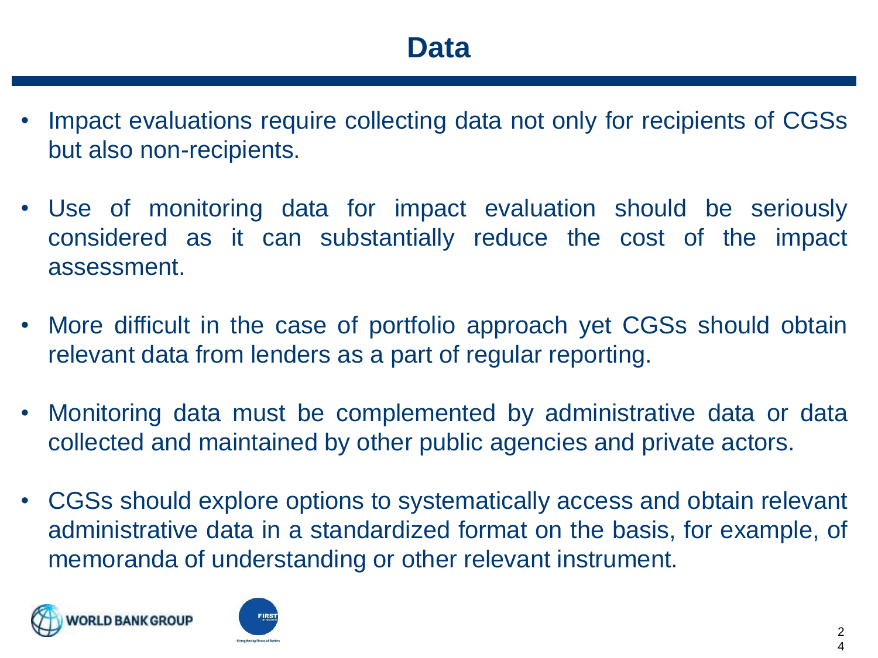# Data

- Impact evaluations require collecting data not only for recipients of CGSs but also non-recipients.
- Use of monitoring data for impact evaluation should be seriously considered as it can substantially reduce the cost of the impact assessment.
- More difficult in the case of portfolio approach yet CGSs should obtain relevant data from lenders as a part of regular reporting.
- Monitoring data must be complemented by administrative data or data collected and maintained by other public agencies and private actors.
- CGSs should explore options to systematically access and obtain relevant administrative data in a standardized format on the basis, for example, of memoranda of understanding or other relevant instrument.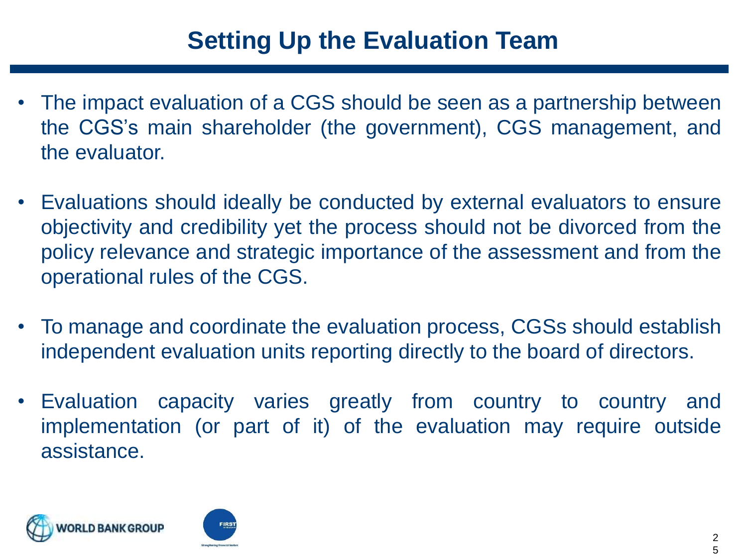# Setting Up the Evaluation Team

- The impact evaluation of a CGS should be seen as a partnership between the CGS's main shareholder (the government), CGS management, and the evaluator.
- Evaluations should ideally be conducted by external evaluators to ensure objectivity and credibility yet the process should not be divorced from the policy relevance and strategic importance of the assessment and from the operational rules of the CGS.
- To manage and coordinate the evaluation process, CGSs should establish independent evaluation units reporting directly to the board of directors.
- Evaluation capacity varies greatly from country to country and implementation (or part of it) of the evaluation may require outside assistance.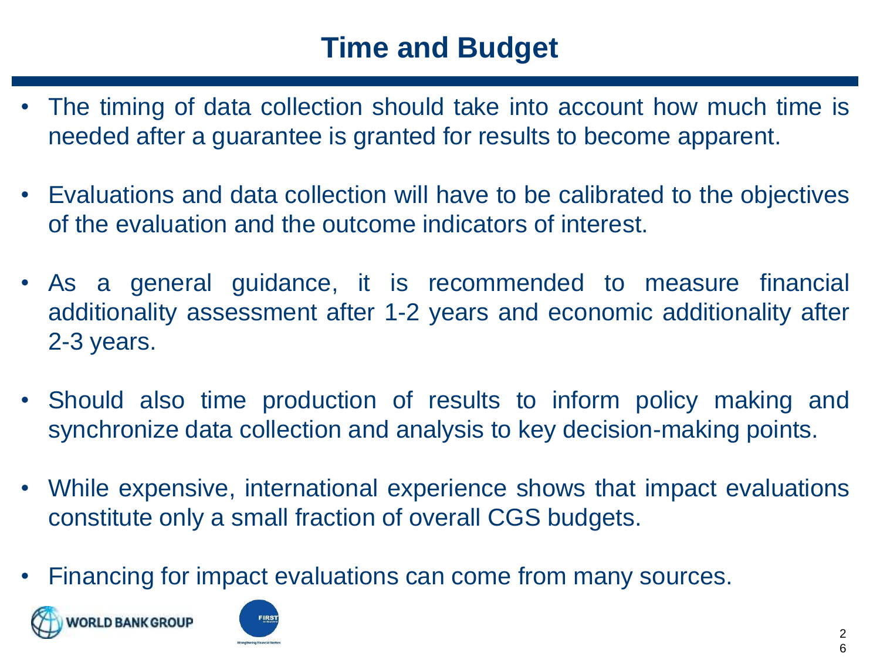# Time and Budget

- The timing of data collection should take into account how much time is needed after a guarantee is granted for results to become apparent.
- Evaluations and data collection will have to be calibrated to the objectives of the evaluation and the outcome indicators of interest.
- As a general guidance, it is recommended to measure financial additionality assessment after 1-2 years and economic additionality after 2-3 years.
- Should also time production of results to inform policy making and synchronize data collection and analysis to key decision-making points.
- While expensive, international experience shows that impact evaluations constitute only a small fraction of overall CGS budgets.
- Financing for impact evaluations can come from many sources.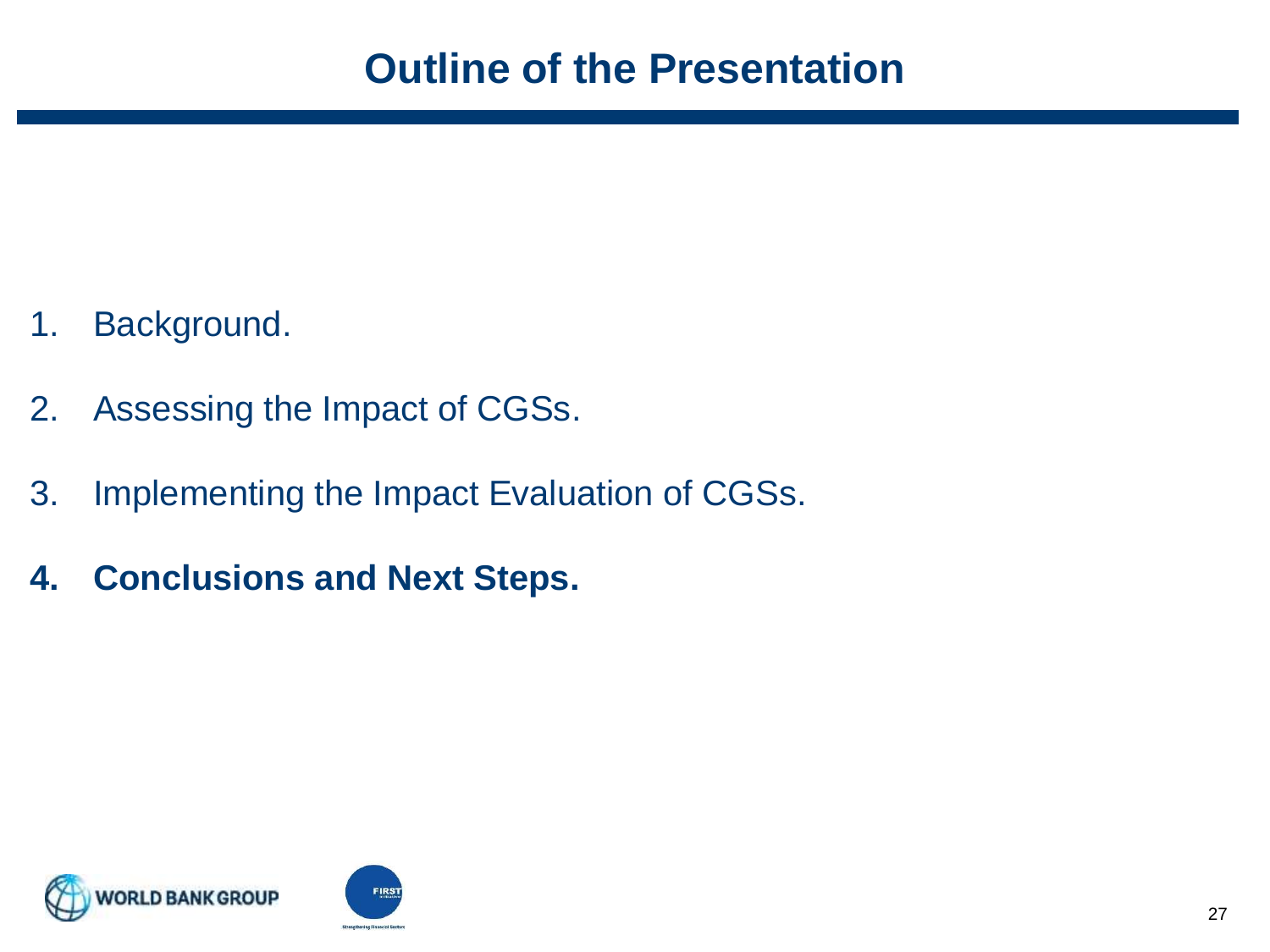# Outline of the Presentation

1. Background.
2. Assessing the Impact of CGSs.
3. Implementing the Impact Evaluation of CGSs.
4. **Conclusions and Next Steps.**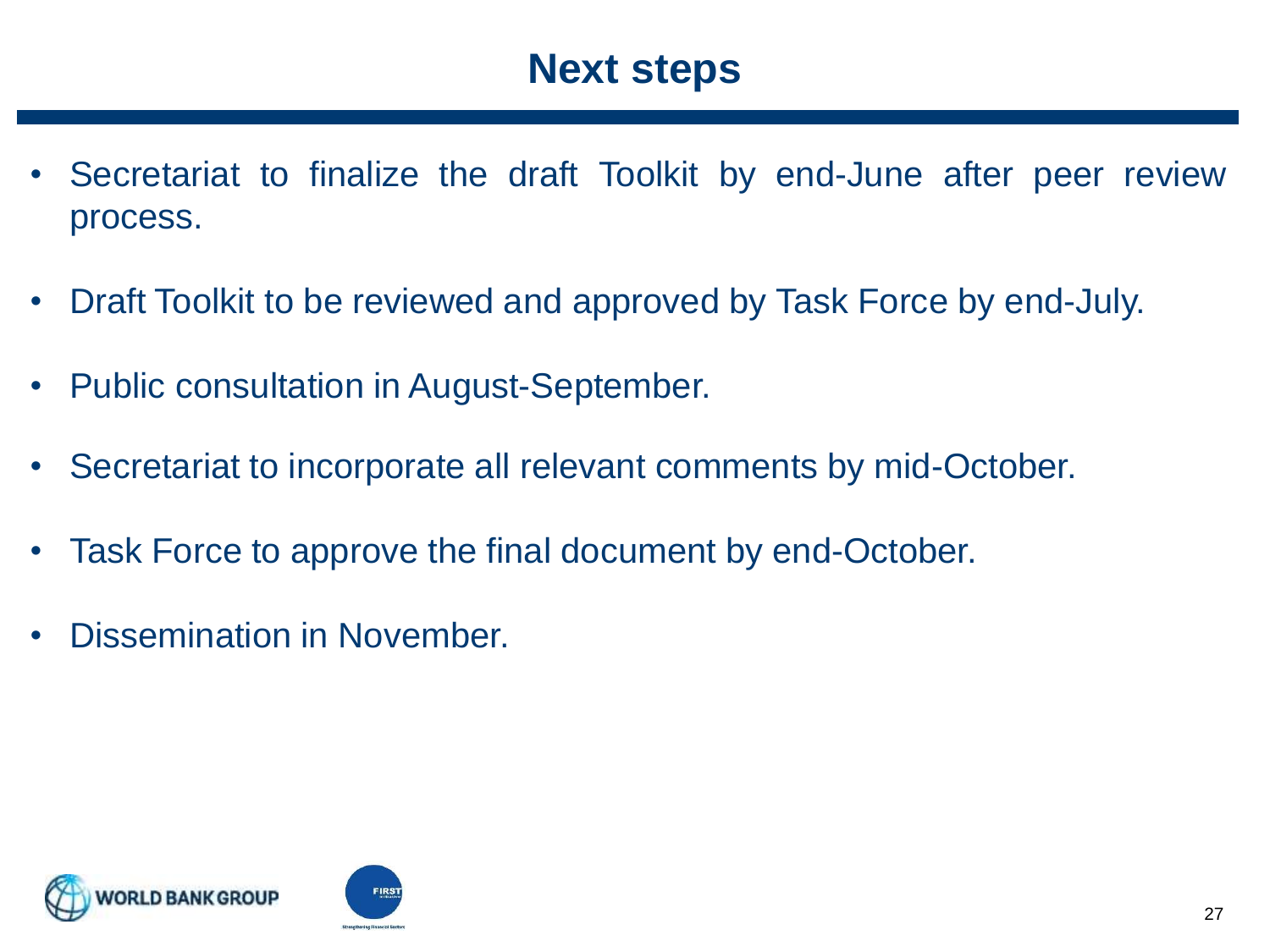# Next steps

- Secretariat to finalize the draft Toolkit by end-June after peer review process.
- Draft Toolkit to be reviewed and approved by Task Force by end-July.
- Public consultation in August-September.
- Secretariat to incorporate all relevant comments by mid-October.
- Task Force to approve the final document by end-October.
- Dissemination in November.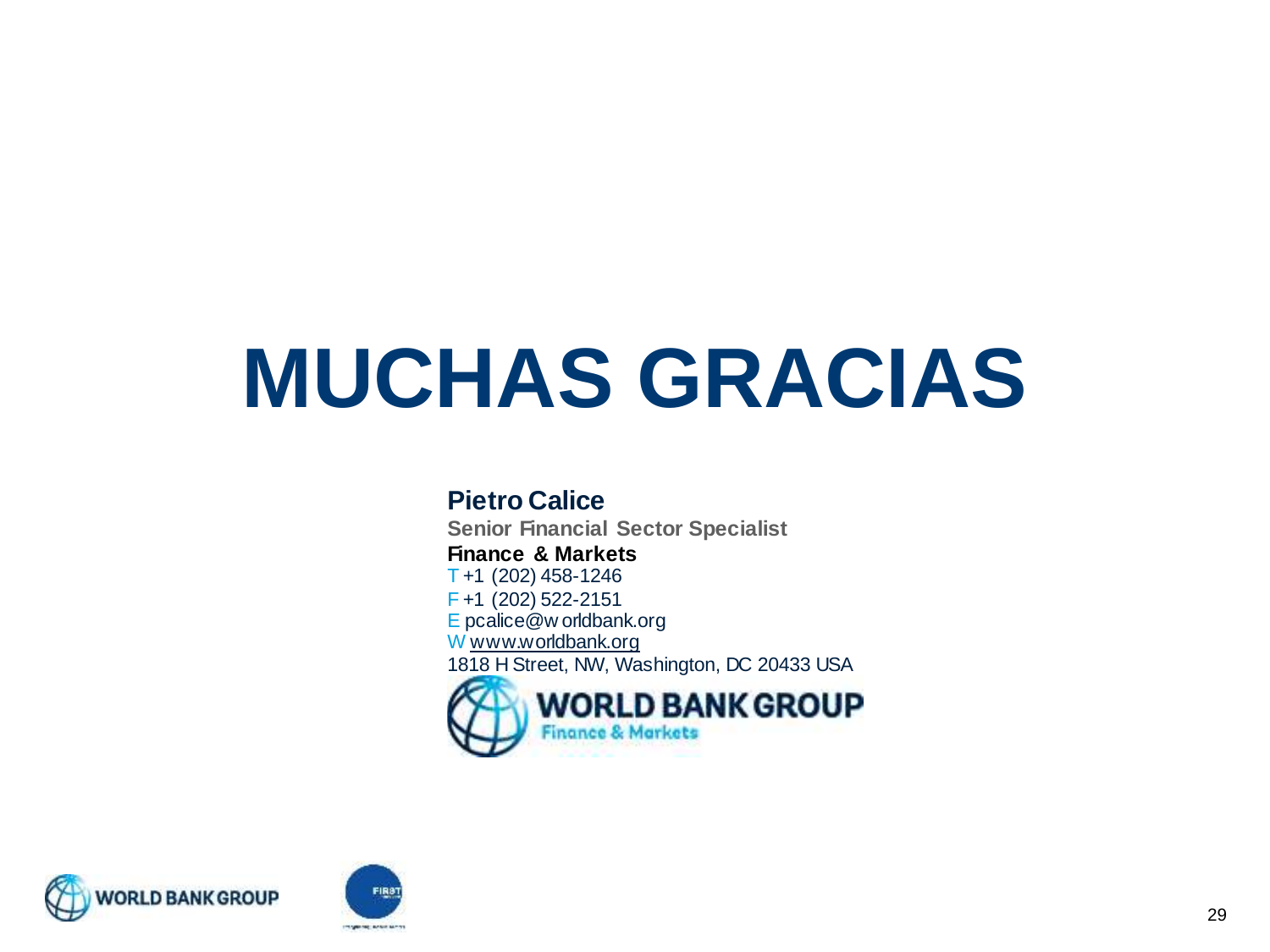# MUCHAS GRACIAS

**Pietro Calice**

**Senior Financial Sector Specialist**

**Finance & Markets**

T +1 (202) 458-1246

F +1 (202) 522-2151

E pcalice@worldbank.org

W www.worldbank.org

1818 H Street, NW, Washington, DC 20433 USA